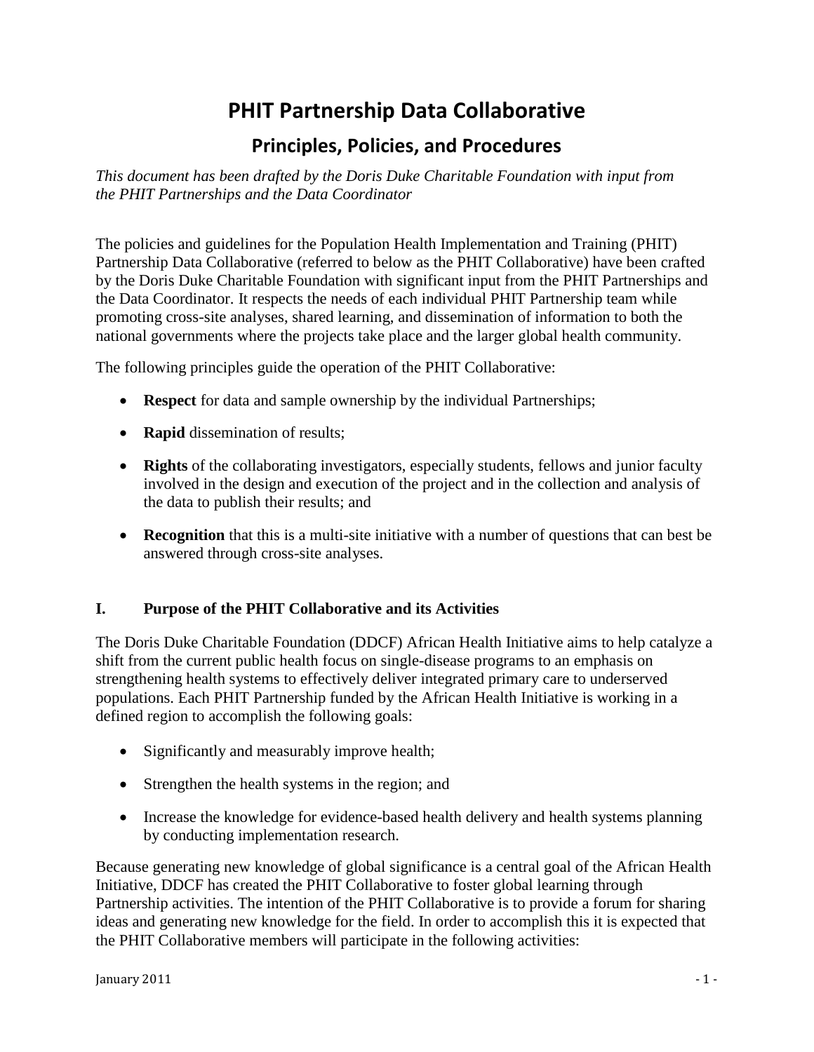# PHIT Partnership Data Collaborative

## Principles, Policies, and Procedures

*This document has been drafted by the Doris Duke Charitable Foundation with input from the PHIT Partnerships and the Data Coordinator*

The policies and guidelines for the Population Health Implementation and Training (PHIT) Partnership Data Collaborative (referred to below as the PHIT Collaborative) have been crafted by the Doris Duke Charitable Foundation with significant input from the PHIT Partnerships and the Data Coordinator. It respects the needs of each individual PHIT Partnership team while promoting cross-site analyses, shared learning, and dissemination of information to both the national governments where the projects take place and the larger global health community.

The following principles guide the operation of the PHIT Collaborative:

- **Respect** for data and sample ownership by the individual Partnerships;
- **Rapid** dissemination of results;
- **Rights** of the collaborating investigators, especially students, fellows and junior faculty involved in the design and execution of the project and in the collection and analysis of the data to publish their results; and
- **Recognition** that this is a multi-site initiative with a number of questions that can best be answered through cross-site analyses.

### I. Purpose of the PHIT Collaborative and its Activities

The Doris Duke Charitable Foundation (DDCF) African Health Initiative aims to help catalyze a shift from the current public health focus on single-disease programs to an emphasis on strengthening health systems to effectively deliver integrated primary care to underserved populations. Each PHIT Partnership funded by the African Health Initiative is working in a defined region to accomplish the following goals:

- Significantly and measurably improve health;
- Strengthen the health systems in the region; and
- Increase the knowledge for evidence-based health delivery and health systems planning by conducting implementation research.

Because generating new knowledge of global significance is a central goal of the African Health Initiative, DDCF has created the PHIT Collaborative to foster global learning through Partnership activities. The intention of the PHIT Collaborative is to provide a forum for sharing ideas and generating new knowledge for the field. In order to accomplish this it is expected that the PHIT Collaborative members will participate in the following activities: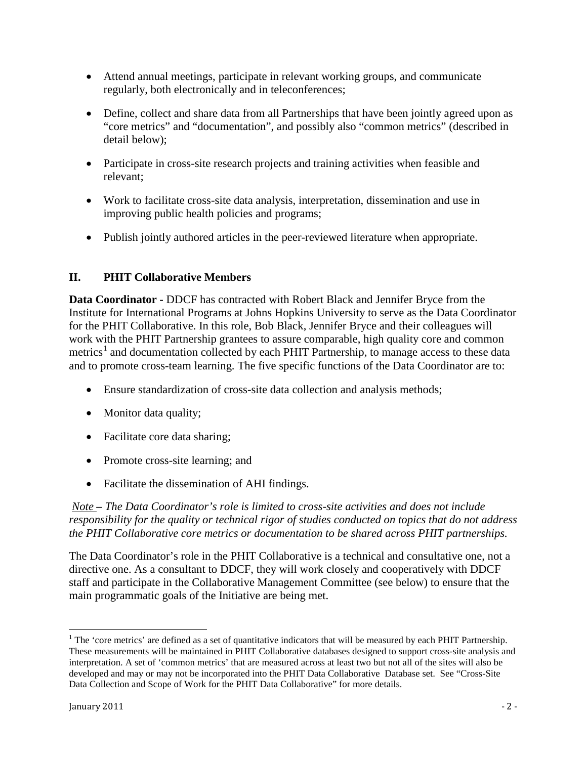- Attend annual meetings, participate in relevant working groups, and communicate regularly, both electronically and in teleconferences;
- Define, collect and share data from all Partnerships that have been jointly agreed upon as "core metrics" and "documentation", and possibly also "common metrics" (described in detail below);
- Participate in cross-site research projects and training activities when feasible and relevant;
- Work to facilitate cross-site data analysis, interpretation, dissemination and use in improving public health policies and programs;
- Publish jointly authored articles in the peer-reviewed literature when appropriate.

## II. PHIT Collaborative Members

**Data Coordinator -** DDCF has contracted with Robert Black and Jennifer Bryce from the Institute for International Programs at Johns Hopkins University to serve as the Data Coordinator for the PHIT Collaborative. In this role, Bob Black, Jennifer Bryce and their colleagues will work with the PHIT Partnership grantees to assure comparable, high quality core and common metrics[1] and documentation collected by each PHIT Partnership, to manage access to these data and to promote cross-team learning. The five specific functions of the Data Coordinator are to:

- Ensure standardization of cross-site data collection and analysis methods;
- Monitor data quality;
- Facilitate core data sharing;
- Promote cross-site learning; and
- Facilitate the dissemination of AHI findings.

*Note – The Data Coordinator's role is limited to cross-site activities and does not include responsibility for the quality or technical rigor of studies conducted on topics that do not address the PHIT Collaborative core metrics or documentation to be shared across PHIT partnerships.*

The Data Coordinator's role in the PHIT Collaborative is a technical and consultative one, not a directive one. As a consultant to DDCF, they will work closely and cooperatively with DDCF staff and participate in the Collaborative Management Committee (see below) to ensure that the main programmatic goals of the Initiative are being met.

---

[1] The 'core metrics' are defined as a set of quantitative indicators that will be measured by each PHIT Partnership. These measurements will be maintained in PHIT Collaborative databases designed to support cross-site analysis and interpretation. A set of 'common metrics' that are measured across at least two but not all of the sites will also be developed and may or may not be incorporated into the PHIT Data Collaborative Database set. See "Cross-Site Data Collection and Scope of Work for the PHIT Data Collaborative" for more details.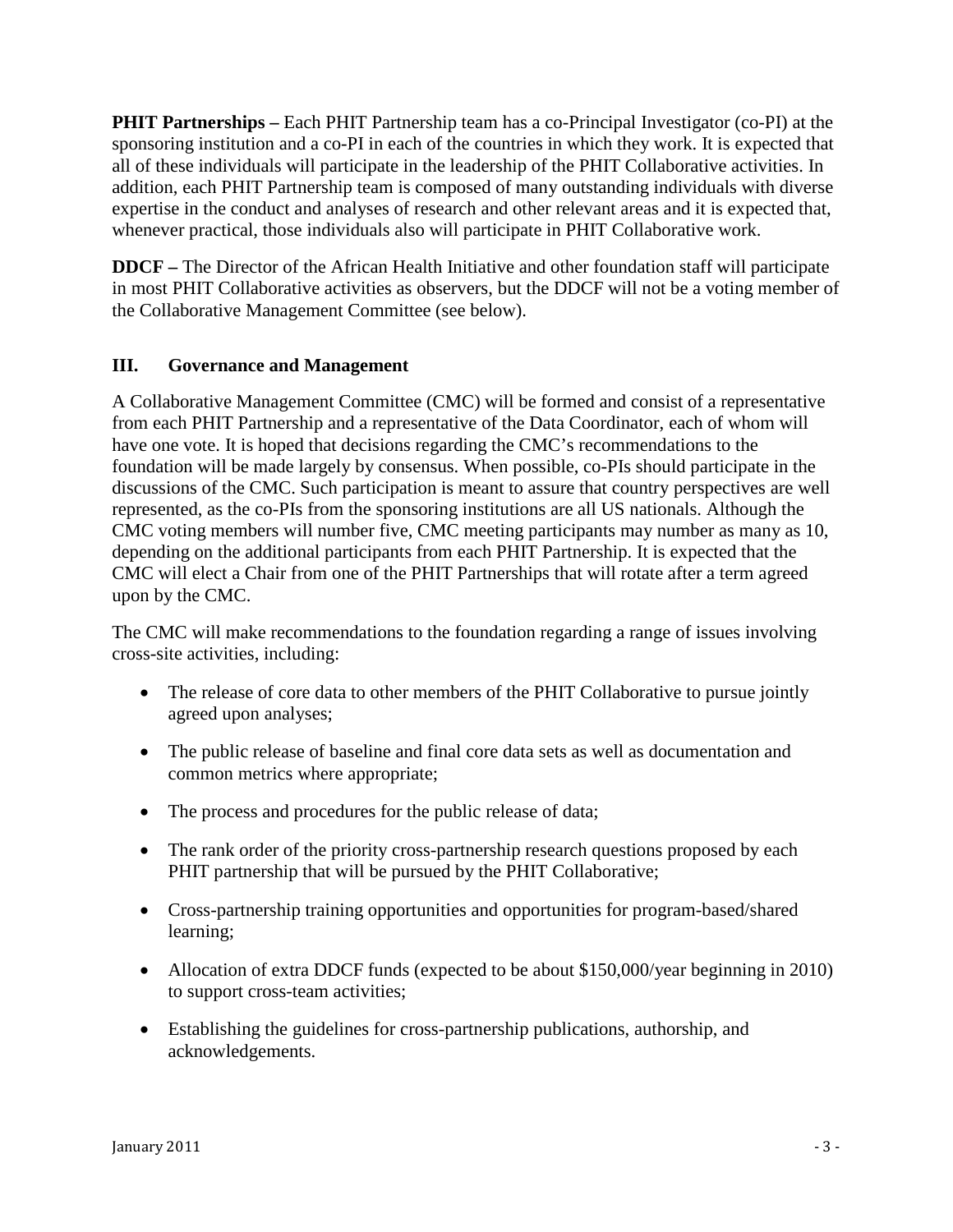**PHIT Partnerships –** Each PHIT Partnership team has a co-Principal Investigator (co-PI) at the sponsoring institution and a co-PI in each of the countries in which they work. It is expected that all of these individuals will participate in the leadership of the PHIT Collaborative activities. In addition, each PHIT Partnership team is composed of many outstanding individuals with diverse expertise in the conduct and analyses of research and other relevant areas and it is expected that, whenever practical, those individuals also will participate in PHIT Collaborative work.

**DDCF –** The Director of the African Health Initiative and other foundation staff will participate in most PHIT Collaborative activities as observers, but the DDCF will not be a voting member of the Collaborative Management Committee (see below).

## III. Governance and Management

A Collaborative Management Committee (CMC) will be formed and consist of a representative from each PHIT Partnership and a representative of the Data Coordinator, each of whom will have one vote. It is hoped that decisions regarding the CMC's recommendations to the foundation will be made largely by consensus. When possible, co-PIs should participate in the discussions of the CMC. Such participation is meant to assure that country perspectives are well represented, as the co-PIs from the sponsoring institutions are all US nationals. Although the CMC voting members will number five, CMC meeting participants may number as many as 10, depending on the additional participants from each PHIT Partnership. It is expected that the CMC will elect a Chair from one of the PHIT Partnerships that will rotate after a term agreed upon by the CMC.

The CMC will make recommendations to the foundation regarding a range of issues involving cross-site activities, including:

- The release of core data to other members of the PHIT Collaborative to pursue jointly agreed upon analyses;
- The public release of baseline and final core data sets as well as documentation and common metrics where appropriate;
- The process and procedures for the public release of data;
- The rank order of the priority cross-partnership research questions proposed by each PHIT partnership that will be pursued by the PHIT Collaborative;
- Cross-partnership training opportunities and opportunities for program-based/shared learning;
- Allocation of extra DDCF funds (expected to be about $150,000/year beginning in 2010) to support cross-team activities;
- Establishing the guidelines for cross-partnership publications, authorship, and acknowledgements.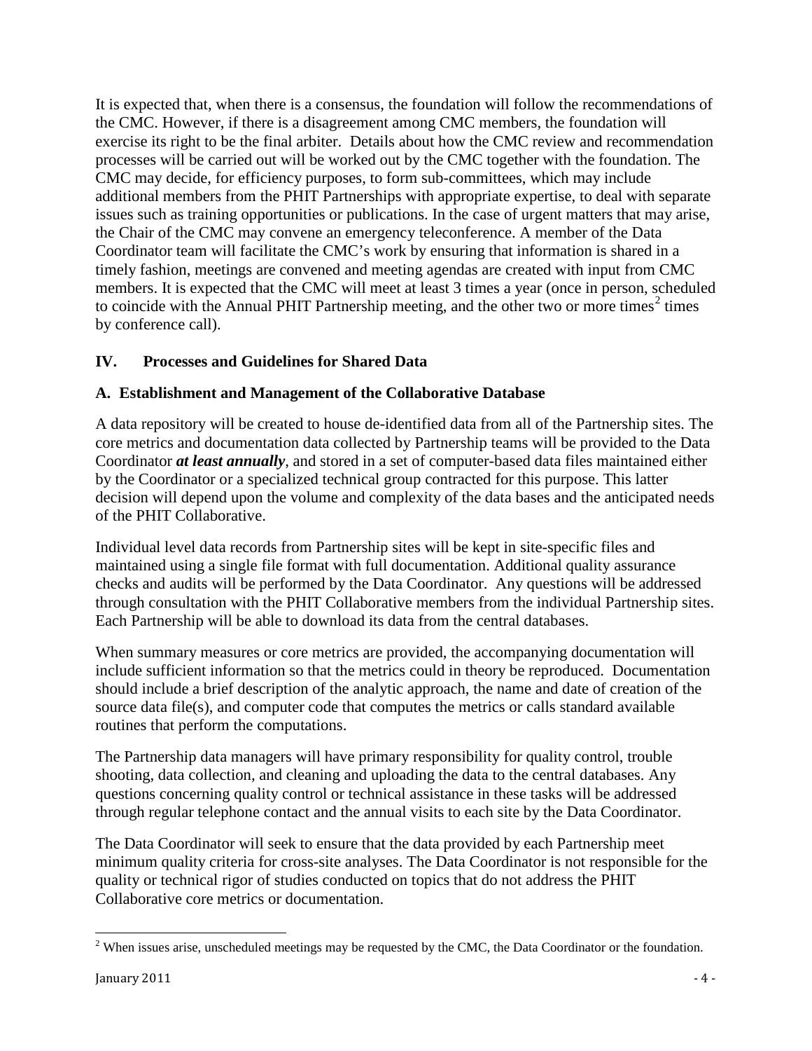It is expected that, when there is a consensus, the foundation will follow the recommendations of the CMC. However, if there is a disagreement among CMC members, the foundation will exercise its right to be the final arbiter. Details about how the CMC review and recommendation processes will be carried out will be worked out by the CMC together with the foundation. The CMC may decide, for efficiency purposes, to form sub-committees, which may include additional members from the PHIT Partnerships with appropriate expertise, to deal with separate issues such as training opportunities or publications. In the case of urgent matters that may arise, the Chair of the CMC may convene an emergency teleconference. A member of the Data Coordinator team will facilitate the CMC's work by ensuring that information is shared in a timely fashion, meetings are convened and meeting agendas are created with input from CMC members. It is expected that the CMC will meet at least 3 times a year (once in person, scheduled to coincide with the Annual PHIT Partnership meeting, and the other two or more times[2] times by conference call).

## IV. Processes and Guidelines for Shared Data

### A. Establishment and Management of the Collaborative Database

A data repository will be created to house de-identified data from all of the Partnership sites. The core metrics and documentation data collected by Partnership teams will be provided to the Data Coordinator ***at least annually***, and stored in a set of computer-based data files maintained either by the Coordinator or a specialized technical group contracted for this purpose. This latter decision will depend upon the volume and complexity of the data bases and the anticipated needs of the PHIT Collaborative.

Individual level data records from Partnership sites will be kept in site-specific files and maintained using a single file format with full documentation. Additional quality assurance checks and audits will be performed by the Data Coordinator. Any questions will be addressed through consultation with the PHIT Collaborative members from the individual Partnership sites. Each Partnership will be able to download its data from the central databases.

When summary measures or core metrics are provided, the accompanying documentation will include sufficient information so that the metrics could in theory be reproduced. Documentation should include a brief description of the analytic approach, the name and date of creation of the source data file(s), and computer code that computes the metrics or calls standard available routines that perform the computations.

The Partnership data managers will have primary responsibility for quality control, trouble shooting, data collection, and cleaning and uploading the data to the central databases. Any questions concerning quality control or technical assistance in these tasks will be addressed through regular telephone contact and the annual visits to each site by the Data Coordinator.

The Data Coordinator will seek to ensure that the data provided by each Partnership meet minimum quality criteria for cross-site analyses. The Data Coordinator is not responsible for the quality or technical rigor of studies conducted on topics that do not address the PHIT Collaborative core metrics or documentation.

[2] When issues arise, unscheduled meetings may be requested by the CMC, the Data Coordinator or the foundation.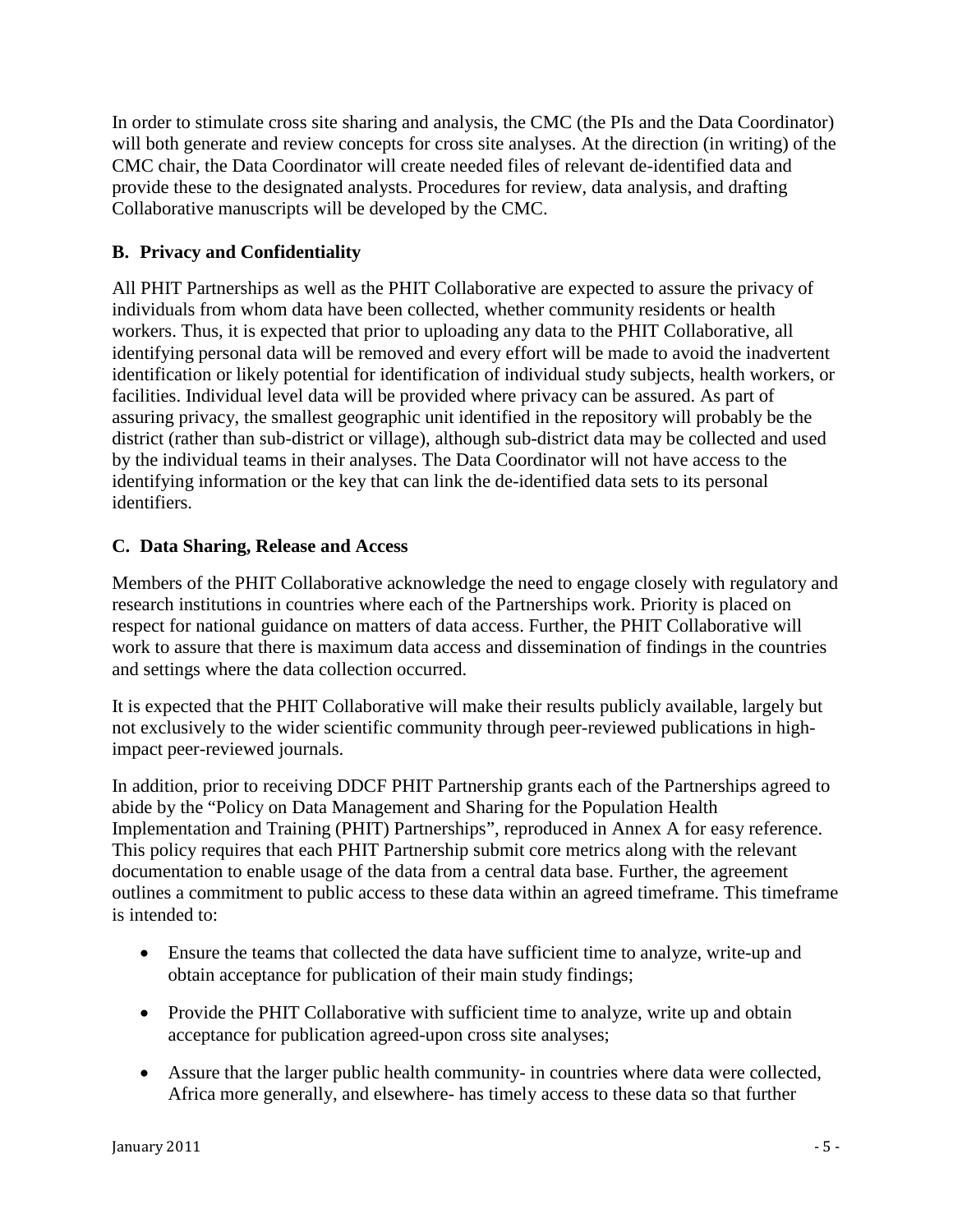In order to stimulate cross site sharing and analysis, the CMC (the PIs and the Data Coordinator) will both generate and review concepts for cross site analyses. At the direction (in writing) of the CMC chair, the Data Coordinator will create needed files of relevant de-identified data and provide these to the designated analysts. Procedures for review, data analysis, and drafting Collaborative manuscripts will be developed by the CMC.

### B. Privacy and Confidentiality

All PHIT Partnerships as well as the PHIT Collaborative are expected to assure the privacy of individuals from whom data have been collected, whether community residents or health workers. Thus, it is expected that prior to uploading any data to the PHIT Collaborative, all identifying personal data will be removed and every effort will be made to avoid the inadvertent identification or likely potential for identification of individual study subjects, health workers, or facilities. Individual level data will be provided where privacy can be assured. As part of assuring privacy, the smallest geographic unit identified in the repository will probably be the district (rather than sub-district or village), although sub-district data may be collected and used by the individual teams in their analyses. The Data Coordinator will not have access to the identifying information or the key that can link the de-identified data sets to its personal identifiers.

### C. Data Sharing, Release and Access

Members of the PHIT Collaborative acknowledge the need to engage closely with regulatory and research institutions in countries where each of the Partnerships work. Priority is placed on respect for national guidance on matters of data access. Further, the PHIT Collaborative will work to assure that there is maximum data access and dissemination of findings in the countries and settings where the data collection occurred.

It is expected that the PHIT Collaborative will make their results publicly available, largely but not exclusively to the wider scientific community through peer-reviewed publications in high-impact peer-reviewed journals.

In addition, prior to receiving DDCF PHIT Partnership grants each of the Partnerships agreed to abide by the "Policy on Data Management and Sharing for the Population Health Implementation and Training (PHIT) Partnerships", reproduced in Annex A for easy reference. This policy requires that each PHIT Partnership submit core metrics along with the relevant documentation to enable usage of the data from a central data base. Further, the agreement outlines a commitment to public access to these data within an agreed timeframe. This timeframe is intended to:

- Ensure the teams that collected the data have sufficient time to analyze, write-up and obtain acceptance for publication of their main study findings;
- Provide the PHIT Collaborative with sufficient time to analyze, write up and obtain acceptance for publication agreed-upon cross site analyses;
- Assure that the larger public health community- in countries where data were collected, Africa more generally, and elsewhere- has timely access to these data so that further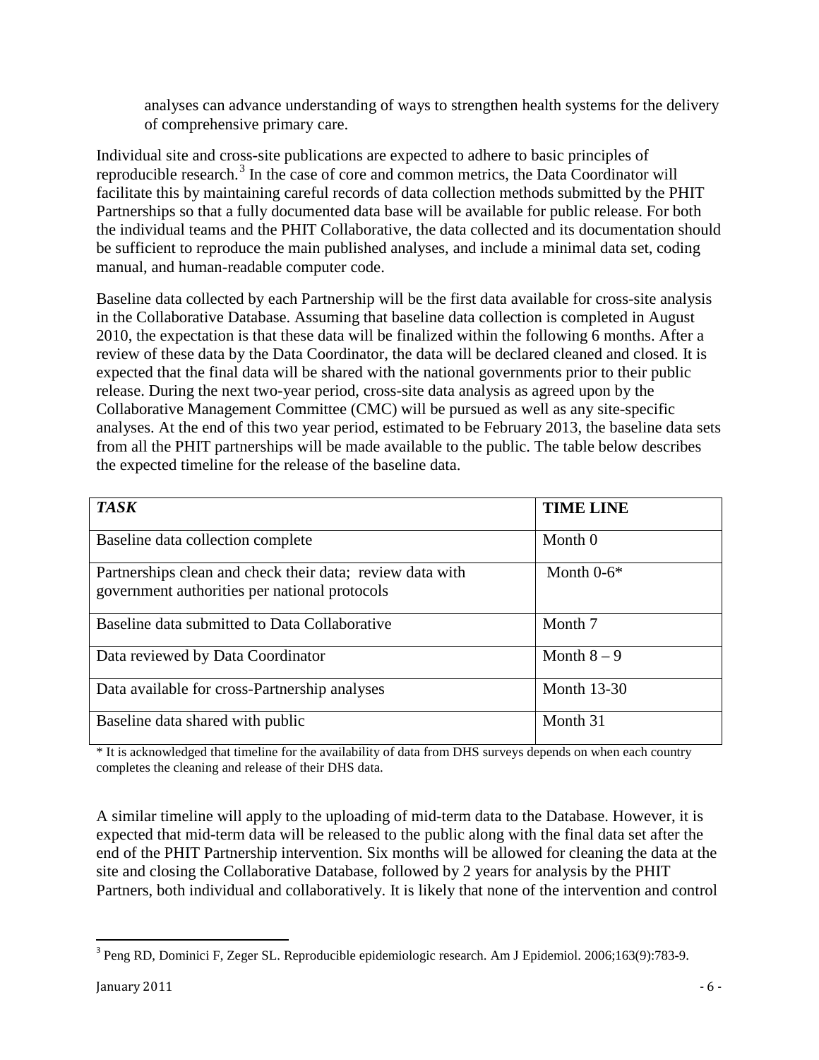analyses can advance understanding of ways to strengthen health systems for the delivery of comprehensive primary care.

Individual site and cross-site publications are expected to adhere to basic principles of reproducible research.[3] In the case of core and common metrics, the Data Coordinator will facilitate this by maintaining careful records of data collection methods submitted by the PHIT Partnerships so that a fully documented data base will be available for public release. For both the individual teams and the PHIT Collaborative, the data collected and its documentation should be sufficient to reproduce the main published analyses, and include a minimal data set, coding manual, and human-readable computer code.

Baseline data collected by each Partnership will be the first data available for cross-site analysis in the Collaborative Database. Assuming that baseline data collection is completed in August 2010, the expectation is that these data will be finalized within the following 6 months. After a review of these data by the Data Coordinator, the data will be declared cleaned and closed. It is expected that the final data will be shared with the national governments prior to their public release. During the next two-year period, cross-site data analysis as agreed upon by the Collaborative Management Committee (CMC) will be pursued as well as any site-specific analyses. At the end of this two year period, estimated to be February 2013, the baseline data sets from all the PHIT partnerships will be made available to the public. The table below describes the expected timeline for the release of the baseline data.

| ***TASK*** | **TIME LINE** |
| --- | --- |
| Baseline data collection complete | Month 0 |
| Partnerships clean and check their data; review data with government authorities per national protocols | Month 0-6* |
| Baseline data submitted to Data Collaborative | Month 7 |
| Data reviewed by Data Coordinator | Month 8 – 9 |
| Data available for cross-Partnership analyses | Month 13-30 |
| Baseline data shared with public | Month 31 |

\* It is acknowledged that timeline for the availability of data from DHS surveys depends on when each country completes the cleaning and release of their DHS data.

A similar timeline will apply to the uploading of mid-term data to the Database. However, it is expected that mid-term data will be released to the public along with the final data set after the end of the PHIT Partnership intervention. Six months will be allowed for cleaning the data at the site and closing the Collaborative Database, followed by 2 years for analysis by the PHIT Partners, both individual and collaboratively. It is likely that none of the intervention and control

[3] Peng RD, Dominici F, Zeger SL. Reproducible epidemiologic research. Am J Epidemiol. 2006;163(9):783-9.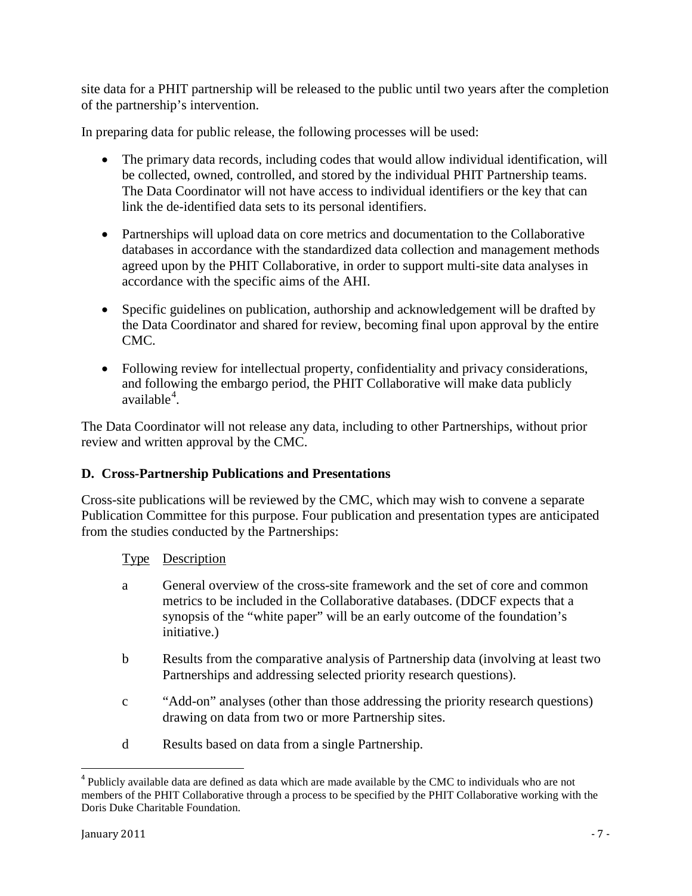site data for a PHIT partnership will be released to the public until two years after the completion of the partnership's intervention.

In preparing data for public release, the following processes will be used:

- The primary data records, including codes that would allow individual identification, will be collected, owned, controlled, and stored by the individual PHIT Partnership teams. The Data Coordinator will not have access to individual identifiers or the key that can link the de-identified data sets to its personal identifiers.
- Partnerships will upload data on core metrics and documentation to the Collaborative databases in accordance with the standardized data collection and management methods agreed upon by the PHIT Collaborative, in order to support multi-site data analyses in accordance with the specific aims of the AHI.
- Specific guidelines on publication, authorship and acknowledgement will be drafted by the Data Coordinator and shared for review, becoming final upon approval by the entire CMC.
- Following review for intellectual property, confidentiality and privacy considerations, and following the embargo period, the PHIT Collaborative will make data publicly available[4].

The Data Coordinator will not release any data, including to other Partnerships, without prior review and written approval by the CMC.

**D. Cross-Partnership Publications and Presentations**

Cross-site publications will be reviewed by the CMC, which may wish to convene a separate Publication Committee for this purpose. Four publication and presentation types are anticipated from the studies conducted by the Partnerships:

| Type | Description |
|---|---|
| a | General overview of the cross-site framework and the set of core and common metrics to be included in the Collaborative databases. (DDCF expects that a synopsis of the "white paper" will be an early outcome of the foundation's initiative.) |
| b | Results from the comparative analysis of Partnership data (involving at least two Partnerships and addressing selected priority research questions). |
| c | "Add-on" analyses (other than those addressing the priority research questions) drawing on data from two or more Partnership sites. |
| d | Results based on data from a single Partnership. |

[4] Publicly available data are defined as data which are made available by the CMC to individuals who are not members of the PHIT Collaborative through a process to be specified by the PHIT Collaborative working with the Doris Duke Charitable Foundation.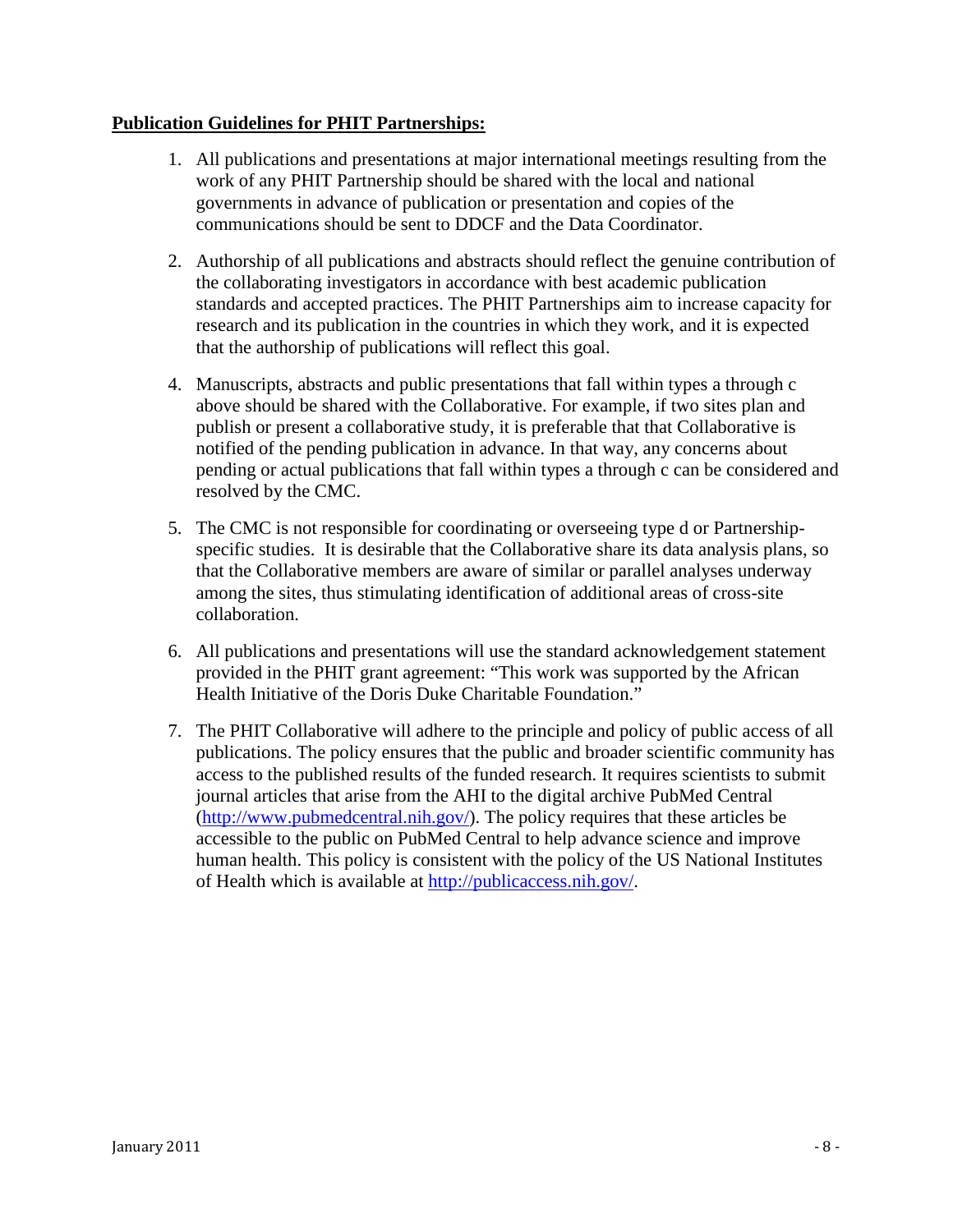**Publication Guidelines for PHIT Partnerships:**

1. All publications and presentations at major international meetings resulting from the work of any PHIT Partnership should be shared with the local and national governments in advance of publication or presentation and copies of the communications should be sent to DDCF and the Data Coordinator.

2. Authorship of all publications and abstracts should reflect the genuine contribution of the collaborating investigators in accordance with best academic publication standards and accepted practices. The PHIT Partnerships aim to increase capacity for research and its publication in the countries in which they work, and it is expected that the authorship of publications will reflect this goal.

4. Manuscripts, abstracts and public presentations that fall within types a through c above should be shared with the Collaborative. For example, if two sites plan and publish or present a collaborative study, it is preferable that that Collaborative is notified of the pending publication in advance. In that way, any concerns about pending or actual publications that fall within types a through c can be considered and resolved by the CMC.

5. The CMC is not responsible for coordinating or overseeing type d or Partnership-specific studies. It is desirable that the Collaborative share its data analysis plans, so that the Collaborative members are aware of similar or parallel analyses underway among the sites, thus stimulating identification of additional areas of cross-site collaboration.

6. All publications and presentations will use the standard acknowledgement statement provided in the PHIT grant agreement: "This work was supported by the African Health Initiative of the Doris Duke Charitable Foundation."

7. The PHIT Collaborative will adhere to the principle and policy of public access of all publications. The policy ensures that the public and broader scientific community has access to the published results of the funded research. It requires scientists to submit journal articles that arise from the AHI to the digital archive PubMed Central (http://www.pubmedcentral.nih.gov/). The policy requires that these articles be accessible to the public on PubMed Central to help advance science and improve human health. This policy is consistent with the policy of the US National Institutes of Health which is available at http://publicaccess.nih.gov/.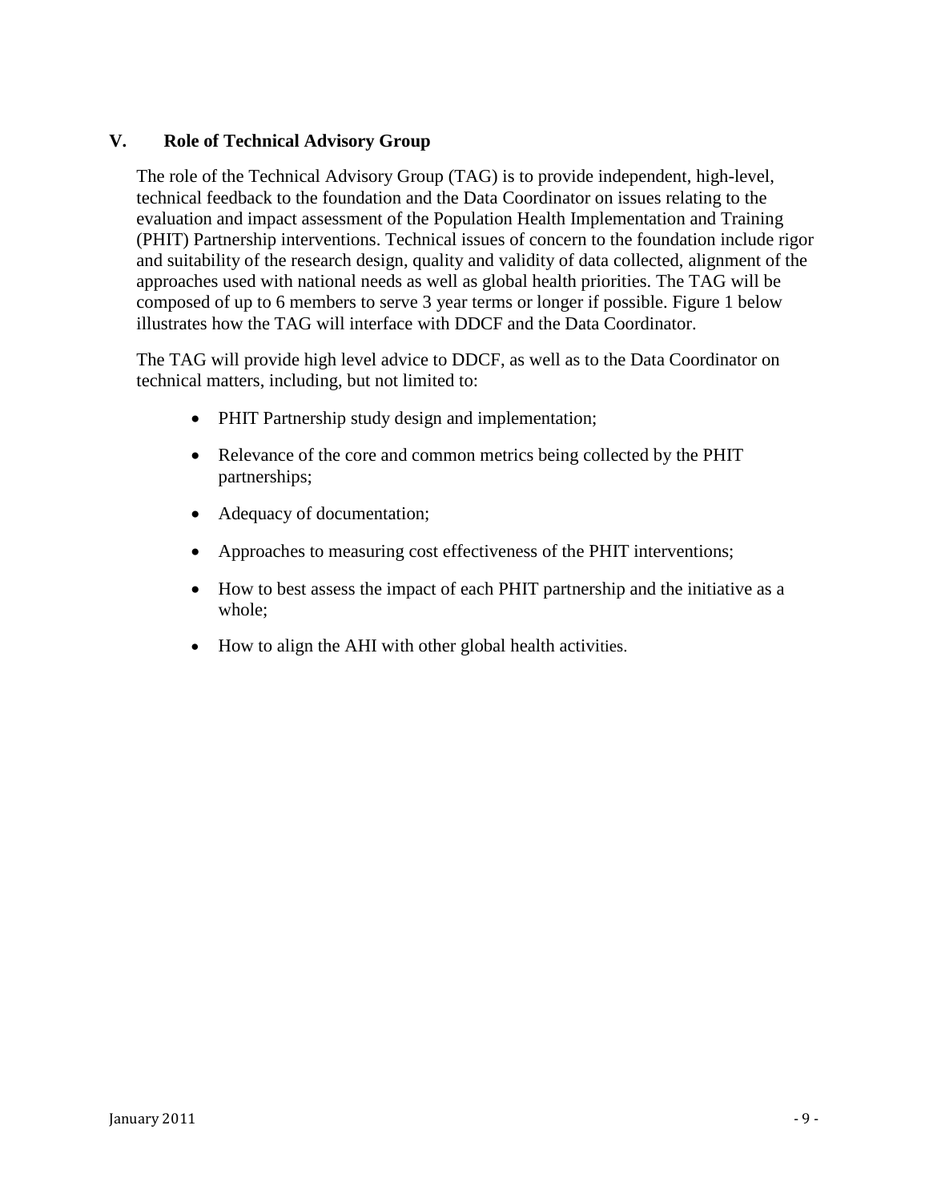## V. Role of Technical Advisory Group

The role of the Technical Advisory Group (TAG) is to provide independent, high-level, technical feedback to the foundation and the Data Coordinator on issues relating to the evaluation and impact assessment of the Population Health Implementation and Training (PHIT) Partnership interventions. Technical issues of concern to the foundation include rigor and suitability of the research design, quality and validity of data collected, alignment of the approaches used with national needs as well as global health priorities. The TAG will be composed of up to 6 members to serve 3 year terms or longer if possible. Figure 1 below illustrates how the TAG will interface with DDCF and the Data Coordinator.

The TAG will provide high level advice to DDCF, as well as to the Data Coordinator on technical matters, including, but not limited to:

- PHIT Partnership study design and implementation;
- Relevance of the core and common metrics being collected by the PHIT partnerships;
- Adequacy of documentation;
- Approaches to measuring cost effectiveness of the PHIT interventions;
- How to best assess the impact of each PHIT partnership and the initiative as a whole;
- How to align the AHI with other global health activities.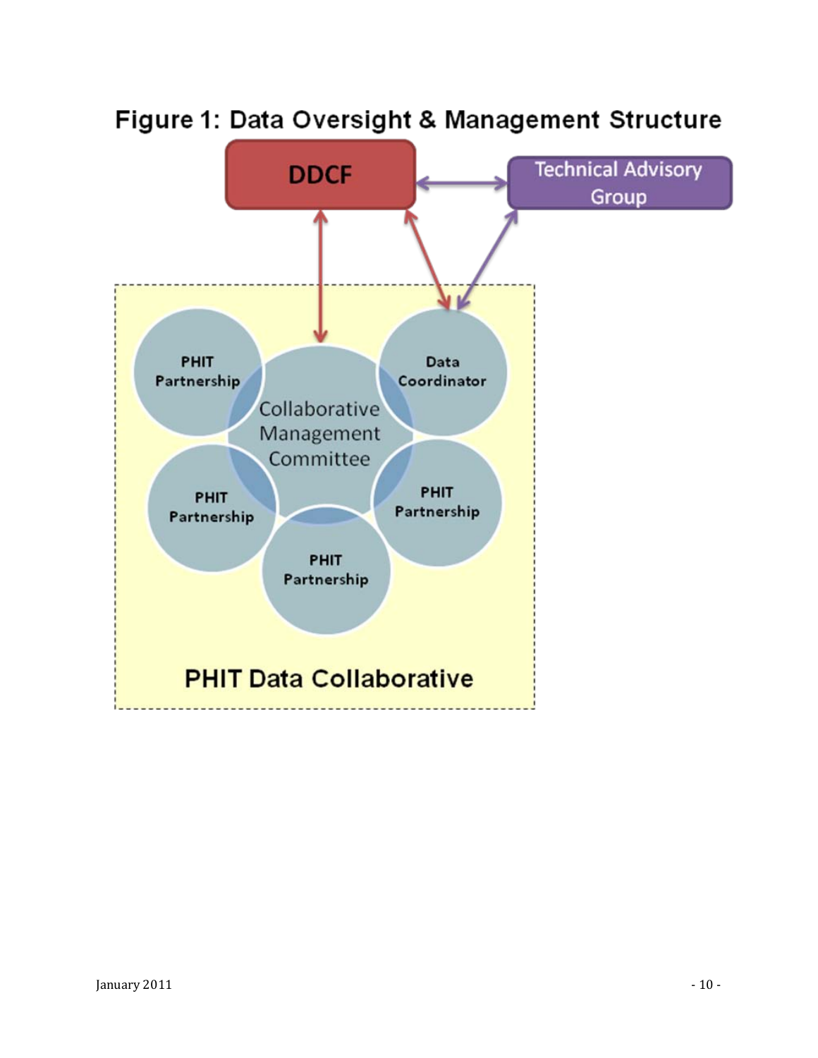# Figure 1: Data Oversight & Management Structure

DDCF

Technical Advisory Group

PHIT Partnership

Data Coordinator

Collaborative Management Committee

PHIT Partnership

PHIT Partnership

PHIT Partnership

PHIT Data Collaborative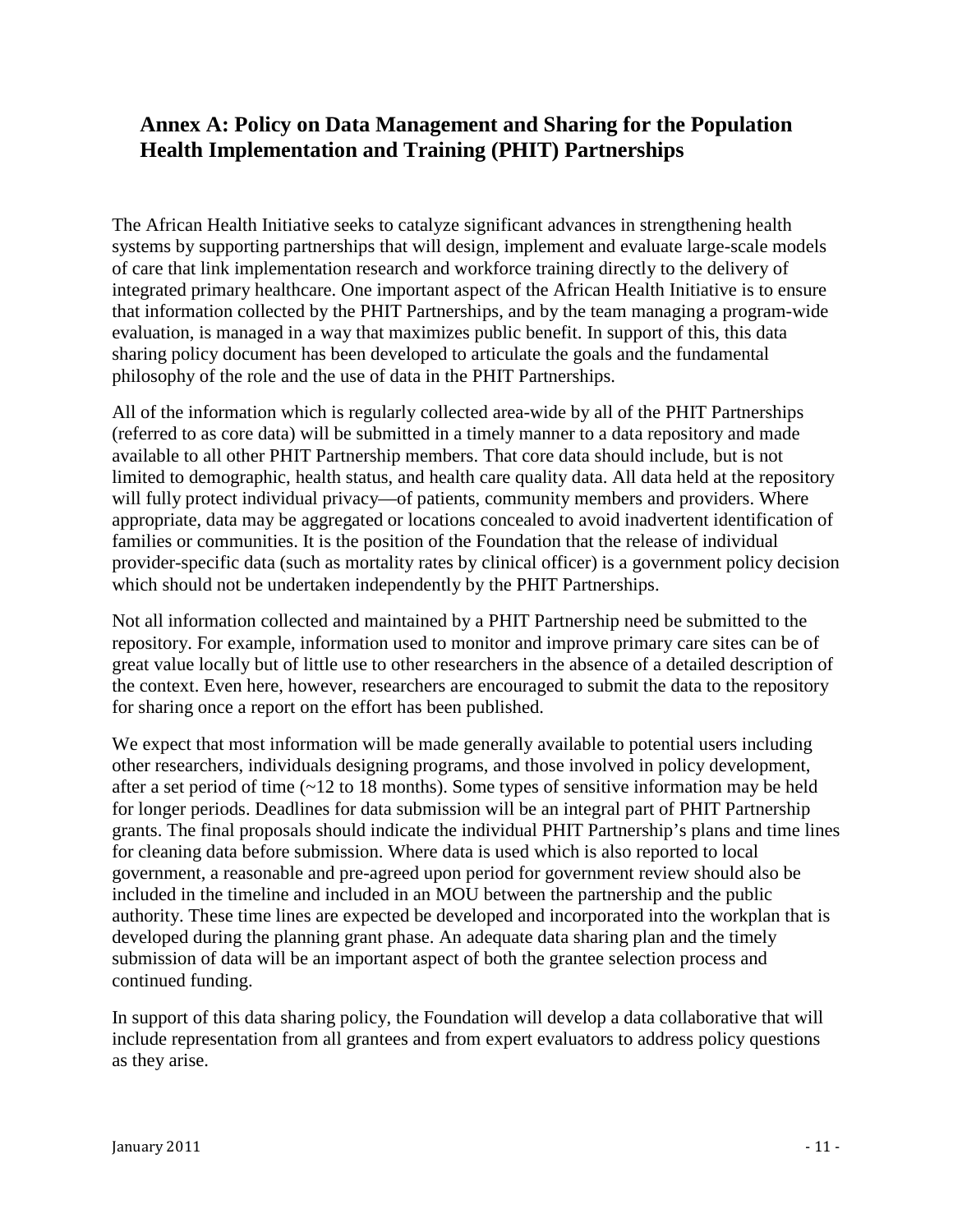## Annex A: Policy on Data Management and Sharing for the Population Health Implementation and Training (PHIT) Partnerships

The African Health Initiative seeks to catalyze significant advances in strengthening health systems by supporting partnerships that will design, implement and evaluate large-scale models of care that link implementation research and workforce training directly to the delivery of integrated primary healthcare. One important aspect of the African Health Initiative is to ensure that information collected by the PHIT Partnerships, and by the team managing a program-wide evaluation, is managed in a way that maximizes public benefit. In support of this, this data sharing policy document has been developed to articulate the goals and the fundamental philosophy of the role and the use of data in the PHIT Partnerships.

All of the information which is regularly collected area-wide by all of the PHIT Partnerships (referred to as core data) will be submitted in a timely manner to a data repository and made available to all other PHIT Partnership members. That core data should include, but is not limited to demographic, health status, and health care quality data. All data held at the repository will fully protect individual privacy—of patients, community members and providers. Where appropriate, data may be aggregated or locations concealed to avoid inadvertent identification of families or communities. It is the position of the Foundation that the release of individual provider-specific data (such as mortality rates by clinical officer) is a government policy decision which should not be undertaken independently by the PHIT Partnerships.

Not all information collected and maintained by a PHIT Partnership need be submitted to the repository. For example, information used to monitor and improve primary care sites can be of great value locally but of little use to other researchers in the absence of a detailed description of the context. Even here, however, researchers are encouraged to submit the data to the repository for sharing once a report on the effort has been published.

We expect that most information will be made generally available to potential users including other researchers, individuals designing programs, and those involved in policy development, after a set period of time (~12 to 18 months). Some types of sensitive information may be held for longer periods. Deadlines for data submission will be an integral part of PHIT Partnership grants. The final proposals should indicate the individual PHIT Partnership's plans and time lines for cleaning data before submission. Where data is used which is also reported to local government, a reasonable and pre-agreed upon period for government review should also be included in the timeline and included in an MOU between the partnership and the public authority. These time lines are expected be developed and incorporated into the workplan that is developed during the planning grant phase. An adequate data sharing plan and the timely submission of data will be an important aspect of both the grantee selection process and continued funding.

In support of this data sharing policy, the Foundation will develop a data collaborative that will include representation from all grantees and from expert evaluators to address policy questions as they arise.